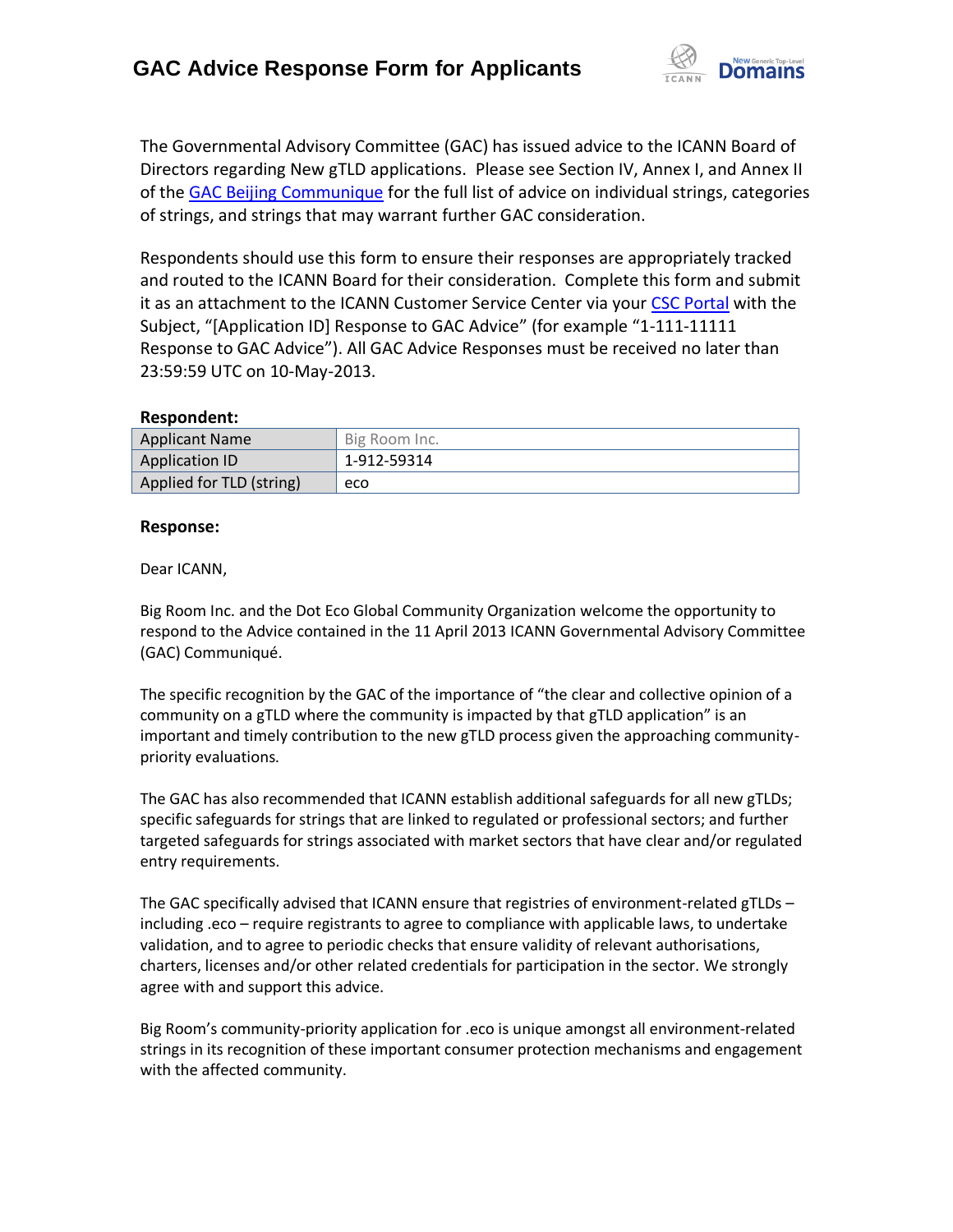# GAC Advice Response Form for Applicants

The Governmental Advisory Committee (GAC) has issued advice to the ICANN Board of Directors regarding New gTLD applications. Please see Section IV, Annex I, and Annex II of the GAC Beijing Communique for the full list of advice on individual strings, categories of strings, and strings that may warrant further GAC consideration.

Respondents should use this form to ensure their responses are appropriately tracked and routed to the ICANN Board for their consideration. Complete this form and submit it as an attachment to the ICANN Customer Service Center via your CSC Portal with the Subject, "[Application ID] Response to GAC Advice" (for example "1-111-11111 Response to GAC Advice"). All GAC Advice Responses must be received no later than 23:59:59 UTC on 10-May-2013.

**Respondent:**

| | |
|---|---|
| Applicant Name | Big Room Inc. |
| Application ID | 1-912-59314 |
| Applied for TLD (string) | eco |

**Response:**

Dear ICANN,

Big Room Inc. and the Dot Eco Global Community Organization welcome the opportunity to respond to the Advice contained in the 11 April 2013 ICANN Governmental Advisory Committee (GAC) Communiqué.

The specific recognition by the GAC of the importance of "the clear and collective opinion of a community on a gTLD where the community is impacted by that gTLD application" is an important and timely contribution to the new gTLD process given the approaching community-priority evaluations.

The GAC has also recommended that ICANN establish additional safeguards for all new gTLDs; specific safeguards for strings that are linked to regulated or professional sectors; and further targeted safeguards for strings associated with market sectors that have clear and/or regulated entry requirements.

The GAC specifically advised that ICANN ensure that registries of environment-related gTLDs – including .eco – require registrants to agree to compliance with applicable laws, to undertake validation, and to agree to periodic checks that ensure validity of relevant authorisations, charters, licenses and/or other related credentials for participation in the sector. We strongly agree with and support this advice.

Big Room's community-priority application for .eco is unique amongst all environment-related strings in its recognition of these important consumer protection mechanisms and engagement with the affected community.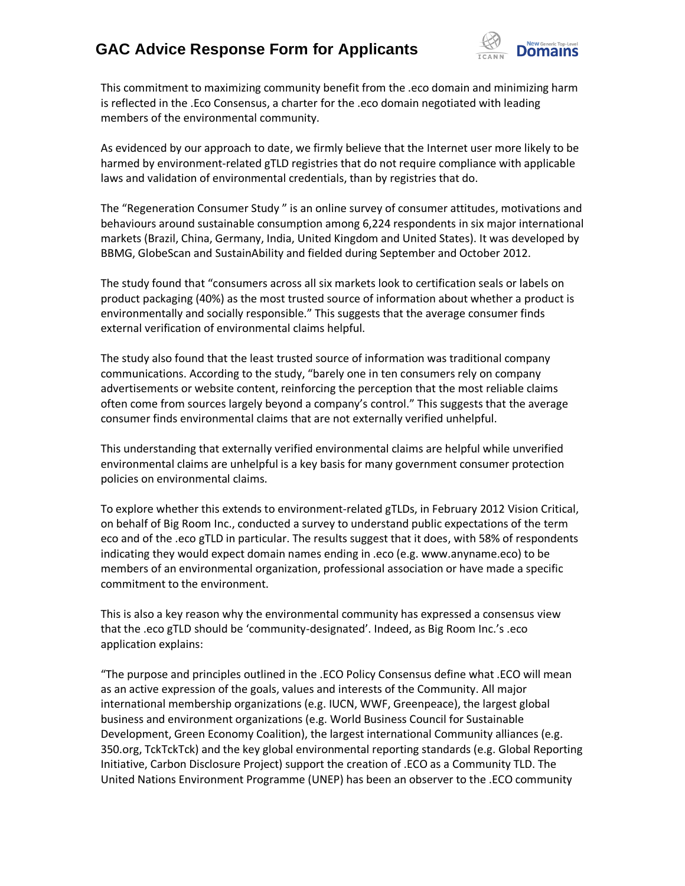This commitment to maximizing community benefit from the .eco domain and minimizing harm is reflected in the .Eco Consensus, a charter for the .eco domain negotiated with leading members of the environmental community.

As evidenced by our approach to date, we firmly believe that the Internet user more likely to be harmed by environment-related gTLD registries that do not require compliance with applicable laws and validation of environmental credentials, than by registries that do.

The "Regeneration Consumer Study " is an online survey of consumer attitudes, motivations and behaviours around sustainable consumption among 6,224 respondents in six major international markets (Brazil, China, Germany, India, United Kingdom and United States). It was developed by BBMG, GlobeScan and SustainAbility and fielded during September and October 2012.

The study found that "consumers across all six markets look to certification seals or labels on product packaging (40%) as the most trusted source of information about whether a product is environmentally and socially responsible." This suggests that the average consumer finds external verification of environmental claims helpful.

The study also found that the least trusted source of information was traditional company communications. According to the study, "barely one in ten consumers rely on company advertisements or website content, reinforcing the perception that the most reliable claims often come from sources largely beyond a company's control." This suggests that the average consumer finds environmental claims that are not externally verified unhelpful.

This understanding that externally verified environmental claims are helpful while unverified environmental claims are unhelpful is a key basis for many government consumer protection policies on environmental claims.

To explore whether this extends to environment-related gTLDs, in February 2012 Vision Critical, on behalf of Big Room Inc., conducted a survey to understand public expectations of the term eco and of the .eco gTLD in particular. The results suggest that it does, with 58% of respondents indicating they would expect domain names ending in .eco (e.g. www.anyname.eco) to be members of an environmental organization, professional association or have made a specific commitment to the environment.

This is also a key reason why the environmental community has expressed a consensus view that the .eco gTLD should be 'community-designated'. Indeed, as Big Room Inc.'s .eco application explains:

"The purpose and principles outlined in the .ECO Policy Consensus define what .ECO will mean as an active expression of the goals, values and interests of the Community. All major international membership organizations (e.g. IUCN, WWF, Greenpeace), the largest global business and environment organizations (e.g. World Business Council for Sustainable Development, Green Economy Coalition), the largest international Community alliances (e.g. 350.org, TckTckTck) and the key global environmental reporting standards (e.g. Global Reporting Initiative, Carbon Disclosure Project) support the creation of .ECO as a Community TLD. The United Nations Environment Programme (UNEP) has been an observer to the .ECO community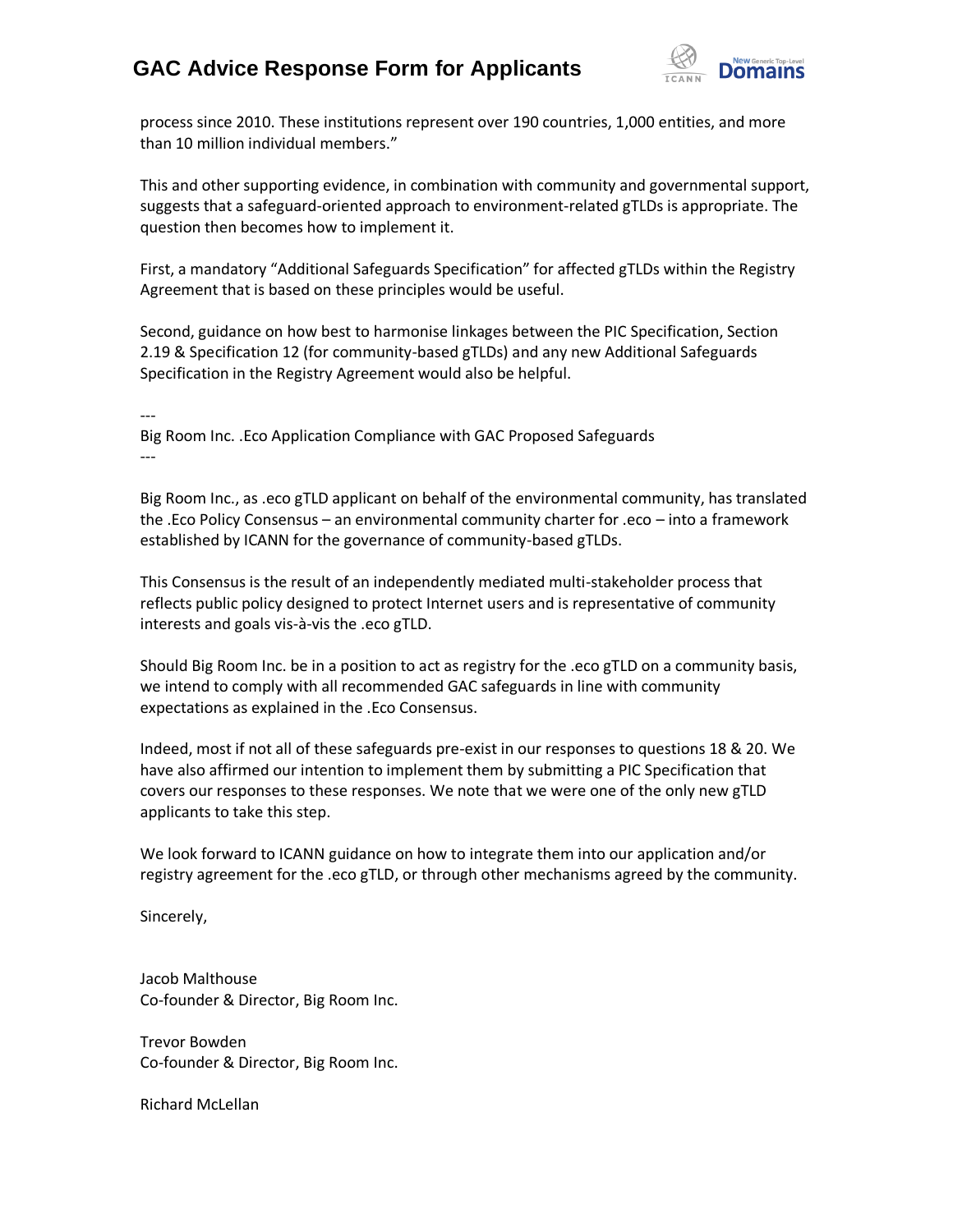process since 2010. These institutions represent over 190 countries, 1,000 entities, and more than 10 million individual members."

This and other supporting evidence, in combination with community and governmental support, suggests that a safeguard-oriented approach to environment-related gTLDs is appropriate. The question then becomes how to implement it.

First, a mandatory "Additional Safeguards Specification" for affected gTLDs within the Registry Agreement that is based on these principles would be useful.

Second, guidance on how best to harmonise linkages between the PIC Specification, Section 2.19 & Specification 12 (for community-based gTLDs) and any new Additional Safeguards Specification in the Registry Agreement would also be helpful.

---
Big Room Inc. .Eco Application Compliance with GAC Proposed Safeguards
---

Big Room Inc., as .eco gTLD applicant on behalf of the environmental community, has translated the .Eco Policy Consensus – an environmental community charter for .eco – into a framework established by ICANN for the governance of community-based gTLDs.

This Consensus is the result of an independently mediated multi-stakeholder process that reflects public policy designed to protect Internet users and is representative of community interests and goals vis-à-vis the .eco gTLD.

Should Big Room Inc. be in a position to act as registry for the .eco gTLD on a community basis, we intend to comply with all recommended GAC safeguards in line with community expectations as explained in the .Eco Consensus.

Indeed, most if not all of these safeguards pre-exist in our responses to questions 18 & 20. We have also affirmed our intention to implement them by submitting a PIC Specification that covers our responses to these responses. We note that we were one of the only new gTLD applicants to take this step.

We look forward to ICANN guidance on how to integrate them into our application and/or registry agreement for the .eco gTLD, or through other mechanisms agreed by the community.

Sincerely,

Jacob Malthouse
Co-founder & Director, Big Room Inc.

Trevor Bowden
Co-founder & Director, Big Room Inc.

Richard McLellan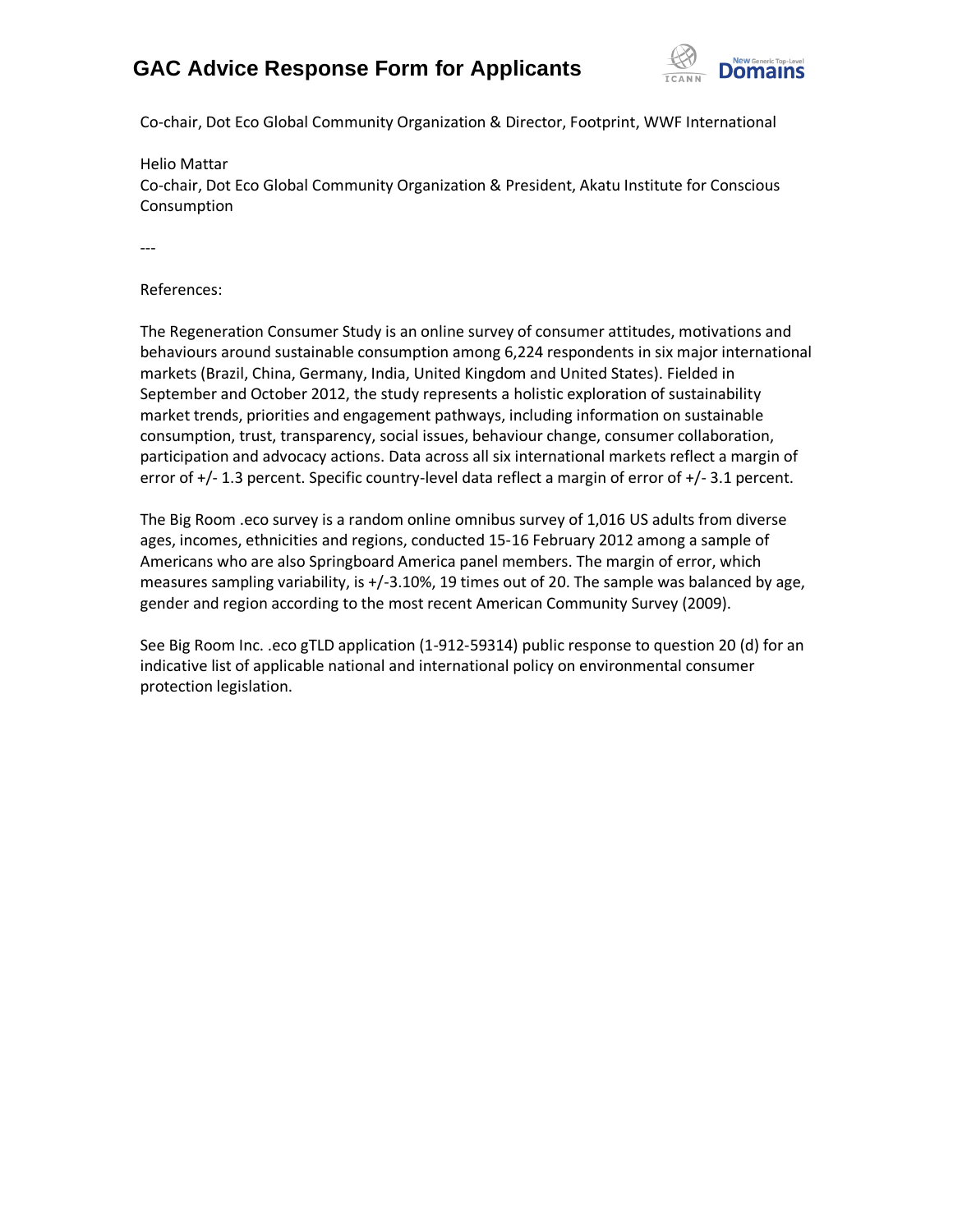Co-chair, Dot Eco Global Community Organization & Director, Footprint, WWF International

Helio Mattar
Co-chair, Dot Eco Global Community Organization & President, Akatu Institute for Conscious Consumption

---

References:

The Regeneration Consumer Study is an online survey of consumer attitudes, motivations and behaviours around sustainable consumption among 6,224 respondents in six major international markets (Brazil, China, Germany, India, United Kingdom and United States). Fielded in September and October 2012, the study represents a holistic exploration of sustainability market trends, priorities and engagement pathways, including information on sustainable consumption, trust, transparency, social issues, behaviour change, consumer collaboration, participation and advocacy actions. Data across all six international markets reflect a margin of error of +/- 1.3 percent. Specific country-level data reflect a margin of error of +/- 3.1 percent.

The Big Room .eco survey is a random online omnibus survey of 1,016 US adults from diverse ages, incomes, ethnicities and regions, conducted 15-16 February 2012 among a sample of Americans who are also Springboard America panel members. The margin of error, which measures sampling variability, is +/-3.10%, 19 times out of 20. The sample was balanced by age, gender and region according to the most recent American Community Survey (2009).

See Big Room Inc. .eco gTLD application (1-912-59314) public response to question 20 (d) for an indicative list of applicable national and international policy on environmental consumer protection legislation.